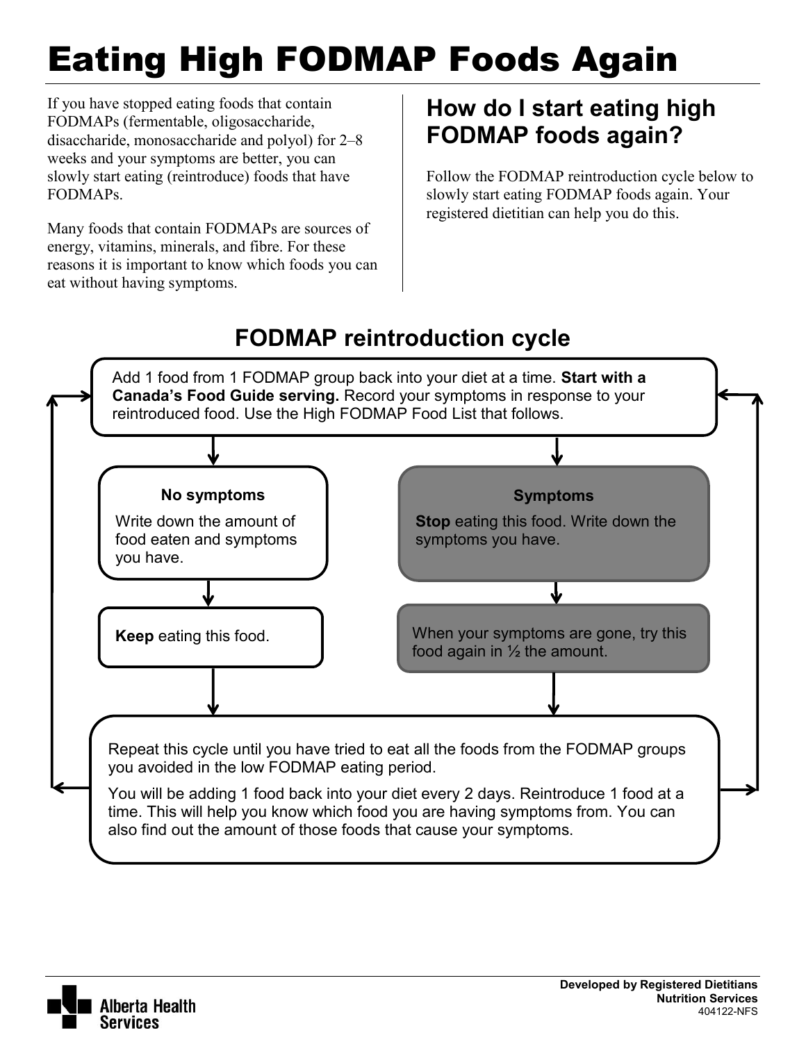# Eating High FODMAP Foods Again

If you have stopped eating foods that contain FODMAPs (fermentable, oligosaccharide, disaccharide, monosaccharide and polyol) for 2–8 weeks and your symptoms are better, you can slowly start eating (reintroduce) foods that have FODMAPs.

Many foods that contain FODMAPs are sources of energy, vitamins, minerals, and fibre. For these reasons it is important to know which foods you can eat without having symptoms.

## How do I start eating high FODMAP foods again?

Follow the FODMAP reintroduction cycle below to slowly start eating FODMAP foods again. Your registered dietitian can help you do this.

## FODMAP reintroduction cycle

Add 1 food from 1 FODMAP group back into your diet at a time. **Start with a Canada's Food Guide serving.** Record your symptoms in response to your reintroduced food. Use the High FODMAP Food List that follows.

**No symptoms**

Write down the amount of food eaten and symptoms you have.

**Keep** eating this food.

**Symptoms**

**Stop** eating this food. Write down the symptoms you have.

When your symptoms are gone, try this food again in ½ the amount.

Repeat this cycle until you have tried to eat all the foods from the FODMAP groups you avoided in the low FODMAP eating period.

You will be adding 1 food back into your diet every 2 days. Reintroduce 1 food at a time. This will help you know which food you are having symptoms from. You can also find out the amount of those foods that cause your symptoms.

Developed by Registered Dietitians
Nutrition Services
404122-NFS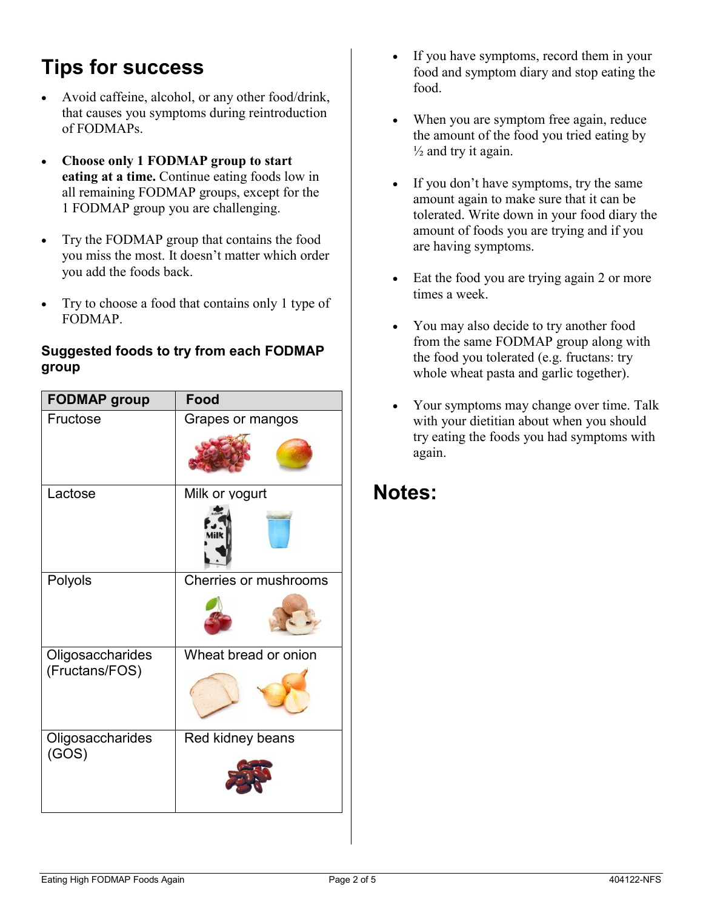# Tips for success

- Avoid caffeine, alcohol, or any other food/drink, that causes you symptoms during reintroduction of FODMAPs.
- **Choose only 1 FODMAP group to start eating at a time.** Continue eating foods low in all remaining FODMAP groups, except for the 1 FODMAP group you are challenging.
- Try the FODMAP group that contains the food you miss the most. It doesn't matter which order you add the foods back.
- Try to choose a food that contains only 1 type of FODMAP.

### Suggested foods to try from each FODMAP group

| FODMAP group | Food |
|---|---|
| Fructose | Grapes or mangos |
| Lactose | Milk or yogurt |
| Polyols | Cherries or mushrooms |
| Oligosaccharides (Fructans/FOS) | Wheat bread or onion |
| Oligosaccharides (GOS) | Red kidney beans |

- If you have symptoms, record them in your food and symptom diary and stop eating the food.
- When you are symptom free again, reduce the amount of the food you tried eating by ½ and try it again.
- If you don't have symptoms, try the same amount again to make sure that it can be tolerated. Write down in your food diary the amount of foods you are trying and if you are having symptoms.
- Eat the food you are trying again 2 or more times a week.
- You may also decide to try another food from the same FODMAP group along with the food you tolerated (e.g. fructans: try whole wheat pasta and garlic together).
- Your symptoms may change over time. Talk with your dietitian about when you should try eating the foods you had symptoms with again.

# Notes: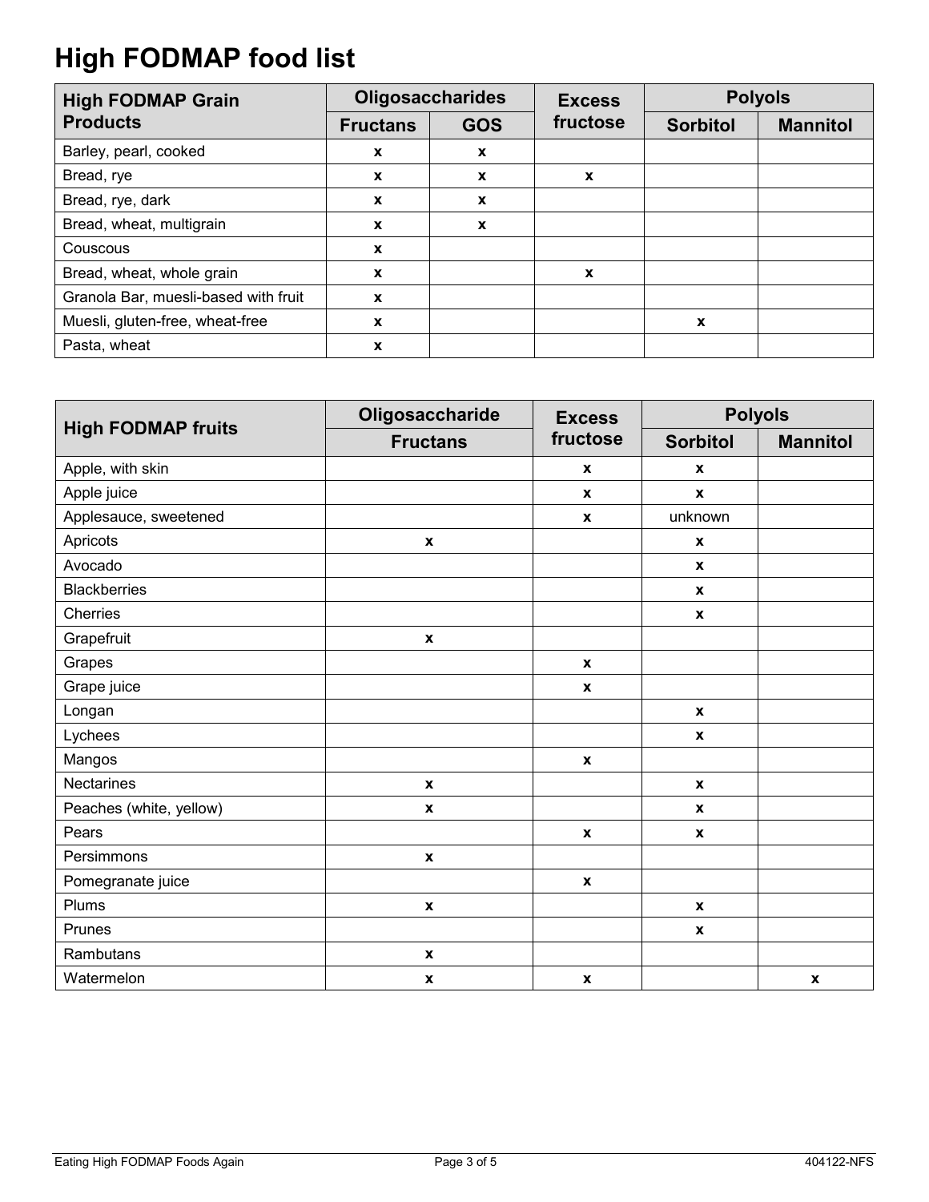# High FODMAP food list

| High FODMAP Grain Products | Oligosaccharides | | Excess fructose | Polyols | |
|---|---|---|---|---|---|
| | Fructans | GOS | | Sorbitol | Mannitol |
| Barley, pearl, cooked | x | x | | | |
| Bread, rye | x | x | x | | |
| Bread, rye, dark | x | x | | | |
| Bread, wheat, multigrain | x | x | | | |
| Couscous | x | | | | |
| Bread, wheat, whole grain | x | | x | | |
| Granola Bar, muesli-based with fruit | x | | | | |
| Muesli, gluten-free, wheat-free | x | | | x | |
| Pasta, wheat | x | | | | |

| High FODMAP fruits | Oligosaccharide | Excess fructose | Polyols | |
|---|---|---|---|---|
| | Fructans | | Sorbitol | Mannitol |
| Apple, with skin | | x | x | |
| Apple juice | | x | x | |
| Applesauce, sweetened | | x | unknown | |
| Apricots | x | | x | |
| Avocado | | | x | |
| Blackberries | | | x | |
| Cherries | | | x | |
| Grapefruit | x | | | |
| Grapes | | x | | |
| Grape juice | | x | | |
| Longan | | | x | |
| Lychees | | | x | |
| Mangos | | x | | |
| Nectarines | x | | x | |
| Peaches (white, yellow) | x | | x | |
| Pears | | x | x | |
| Persimmons | x | | | |
| Pomegranate juice | | x | | |
| Plums | x | | x | |
| Prunes | | | x | |
| Rambutans | x | | | |
| Watermelon | x | x | | x |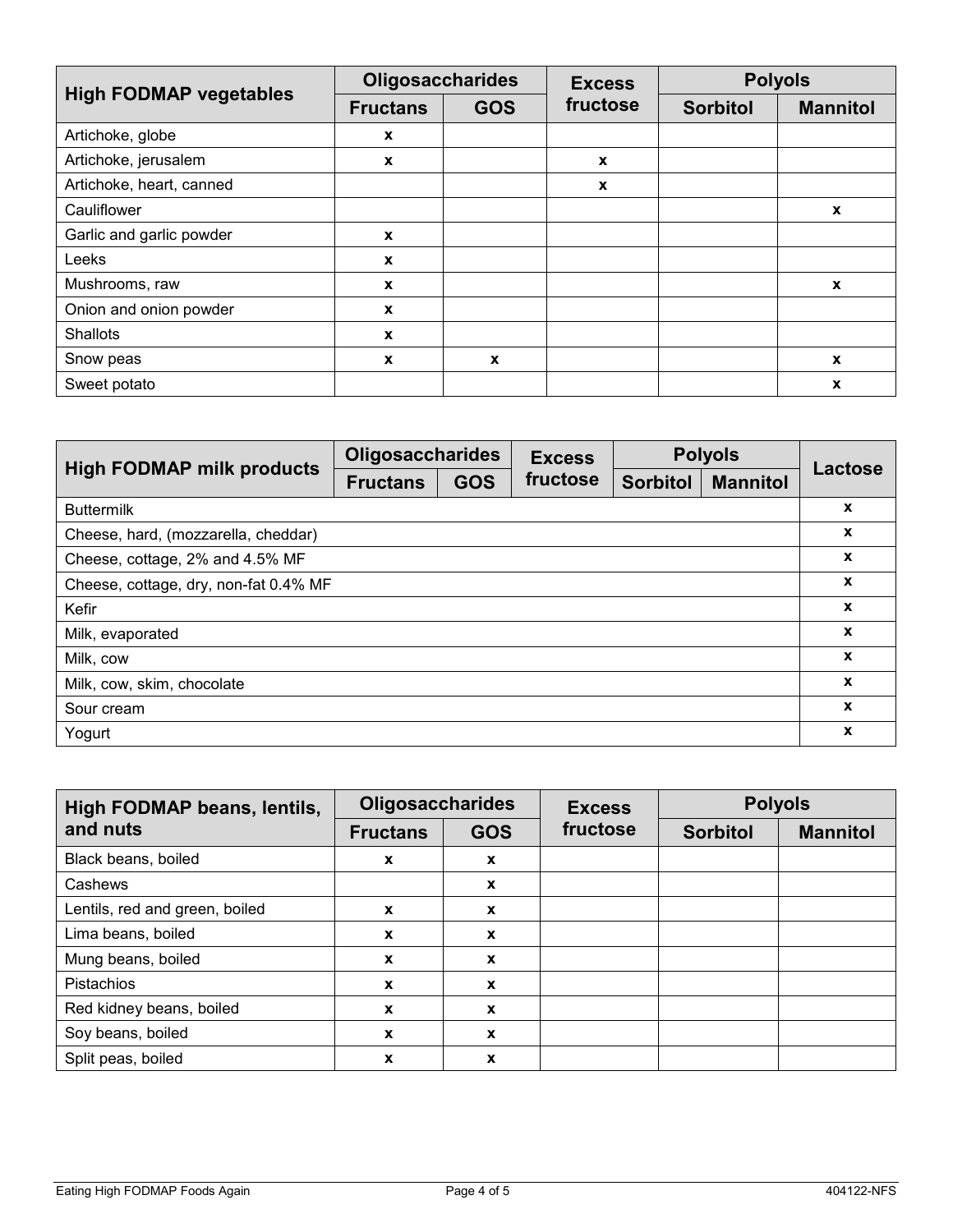| High FODMAP vegetables | Oligosaccharides | | Excess fructose | Polyols | |
|---|---|---|---|---|---|
| | Fructans | GOS | | Sorbitol | Mannitol |
| Artichoke, globe | x | | | | |
| Artichoke, jerusalem | x | | x | | |
| Artichoke, heart, canned | | | x | | |
| Cauliflower | | | | | x |
| Garlic and garlic powder | x | | | | |
| Leeks | x | | | | |
| Mushrooms, raw | x | | | | x |
| Onion and onion powder | x | | | | |
| Shallots | x | | | | |
| Snow peas | x | x | | | x |
| Sweet potato | | | | | x |

| High FODMAP milk products | Oligosaccharides | | Excess fructose | Polyols | | Lactose |
|---|---|---|---|---|---|---|
| | Fructans | GOS | | Sorbitol | Mannitol | |
| Buttermilk | | | | | | x |
| Cheese, hard, (mozzarella, cheddar) | | | | | | x |
| Cheese, cottage, 2% and 4.5% MF | | | | | | x |
| Cheese, cottage, dry, non-fat 0.4% MF | | | | | | x |
| Kefir | | | | | | x |
| Milk, evaporated | | | | | | x |
| Milk, cow | | | | | | x |
| Milk, cow, skim, chocolate | | | | | | x |
| Sour cream | | | | | | x |
| Yogurt | | | | | | x |

| High FODMAP beans, lentils, and nuts | Oligosaccharides | | Excess fructose | Polyols | |
|---|---|---|---|---|---|
| | Fructans | GOS | | Sorbitol | Mannitol |
| Black beans, boiled | x | x | | | |
| Cashews | | x | | | |
| Lentils, red and green, boiled | x | x | | | |
| Lima beans, boiled | x | x | | | |
| Mung beans, boiled | x | x | | | |
| Pistachios | x | x | | | |
| Red kidney beans, boiled | x | x | | | |
| Soy beans, boiled | x | x | | | |
| Split peas, boiled | x | x | | | |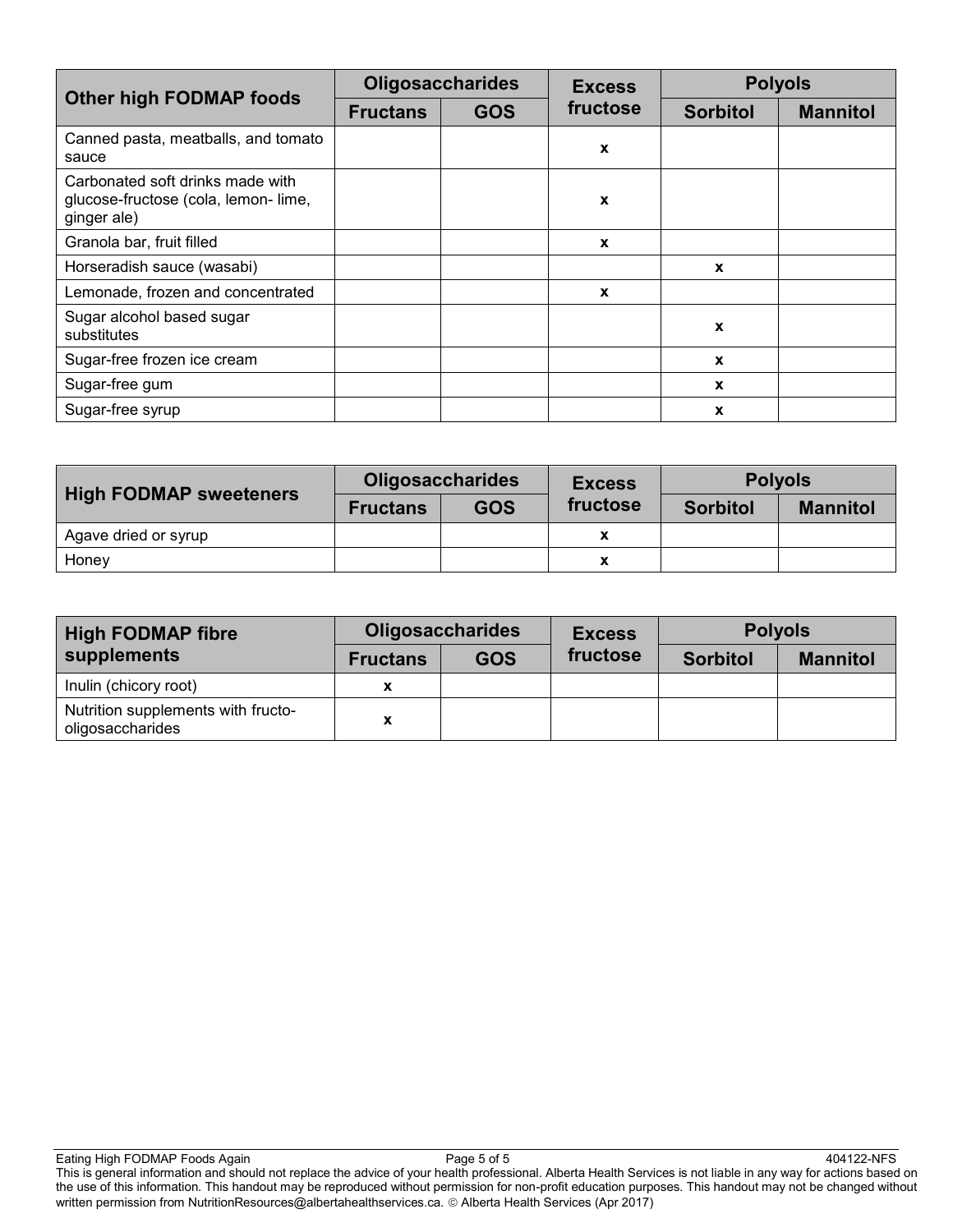| Other high FODMAP foods | Oligosaccharides | | Excess fructose | Polyols | |
|---|---|---|---|---|---|
| | Fructans | GOS | | Sorbitol | Mannitol |
| Canned pasta, meatballs, and tomato sauce | | | x | | |
| Carbonated soft drinks made with glucose-fructose (cola, lemon- lime, ginger ale) | | | x | | |
| Granola bar, fruit filled | | | x | | |
| Horseradish sauce (wasabi) | | | | x | |
| Lemonade, frozen and concentrated | | | x | | |
| Sugar alcohol based sugar substitutes | | | | x | |
| Sugar-free frozen ice cream | | | | x | |
| Sugar-free gum | | | | x | |
| Sugar-free syrup | | | | x | |

| High FODMAP sweeteners | Oligosaccharides | | Excess fructose | Polyols | |
|---|---|---|---|---|---|
| | Fructans | GOS | | Sorbitol | Mannitol |
| Agave dried or syrup | | | x | | |
| Honey | | | x | | |

| High FODMAP fibre supplements | Oligosaccharides | | Excess fructose | Polyols | |
|---|---|---|---|---|---|
| | Fructans | GOS | | Sorbitol | Mannitol |
| Inulin (chicory root) | x | | | | |
| Nutrition supplements with fructo-oligosaccharides | x | | | | |

This is general information and should not replace the advice of your health professional. Alberta Health Services is not liable in any way for actions based on the use of this information. This handout may be reproduced without permission for non-profit education purposes. This handout may not be changed without written permission from NutritionResources@albertahealthservices.ca. © Alberta Health Services (Apr 2017)